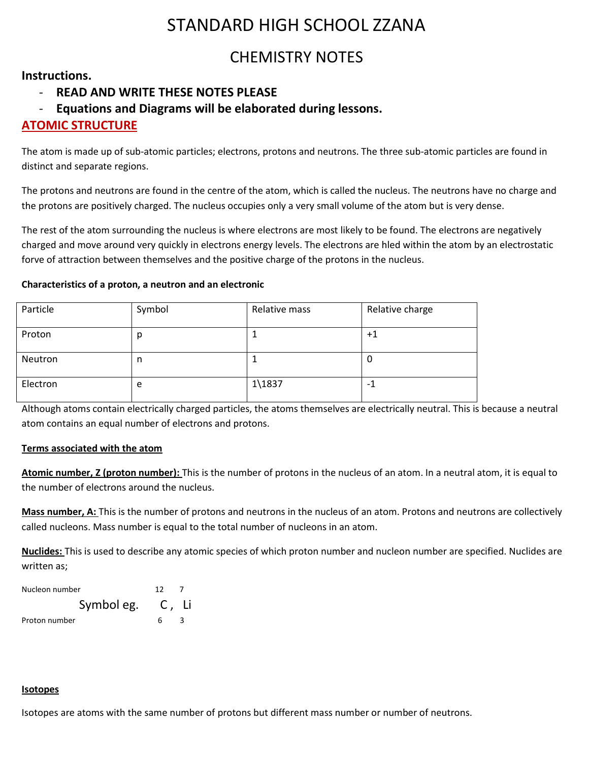# STANDARD HIGH SCHOOL ZZANA

## CHEMISTRY NOTES

**Instructions.**

- **READ AND WRITE THESE NOTES PLEASE**
- **Equations and Diagrams will be elaborated during lessons.**

## ATOMIC STRUCTURE

The atom is made up of sub-atomic particles; electrons, protons and neutrons. The three sub-atomic particles are found in distinct and separate regions.

The protons and neutrons are found in the centre of the atom, which is called the nucleus. The neutrons have no charge and the protons are positively charged. The nucleus occupies only a very small volume of the atom but is very dense.

The rest of the atom surrounding the nucleus is where electrons are most likely to be found. The electrons are negatively charged and move around very quickly in electrons energy levels. The electrons are hled within the atom by an electrostatic forve of attraction between themselves and the positive charge of the protons in the nucleus.

**Characteristics of a proton, a neutron and an electronic**

| Particle | Symbol | Relative mass | Relative charge |
|---|---|---|---|
| Proton | p | 1 | +1 |
| Neutron | n | 1 | 0 |
| Electron | e | 1\1837 | -1 |

Although atoms contain electrically charged particles, the atoms themselves are electrically neutral. This is because a neutral atom contains an equal number of electrons and protons.

**Terms associated with the atom**

**Atomic number, Z (proton number):** This is the number of protons in the nucleus of an atom. In a neutral atom, it is equal to the number of electrons around the nucleus.

**Mass number, A:** This is the number of protons and neutrons in the nucleus of an atom. Protons and neutrons are collectively called nucleons. Mass number is equal to the total number of nucleons in an atom.

**Nuclides:** This is used to describe any atomic species of which proton number and nucleon number are specified. Nuclides are written as;

$$\text{Nucleon number, Proton number: Symbol eg. } {}^{12}_{6}C,\ {}^{7}_{3}Li$$

**Isotopes**

Isotopes are atoms with the same number of protons but different mass number or number of neutrons.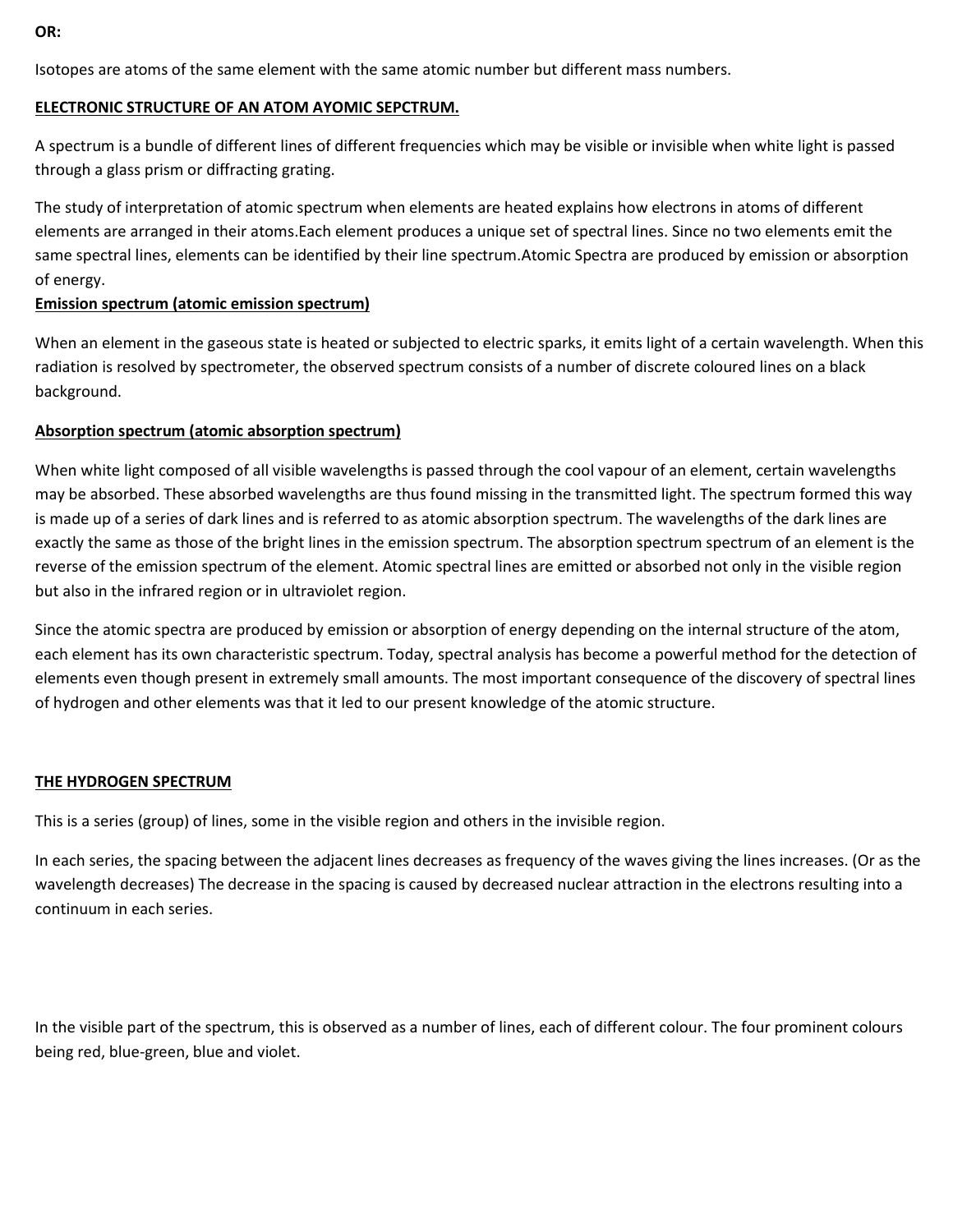**OR:**

Isotopes are atoms of the same element with the same atomic number but different mass numbers.

## ELECTRONIC STRUCTURE OF AN ATOM AYOMIC SEPCTRUM.

A spectrum is a bundle of different lines of different frequencies which may be visible or invisible when white light is passed through a glass prism or diffracting grating.

The study of interpretation of atomic spectrum when elements are heated explains how electrons in atoms of different elements are arranged in their atoms.Each element produces a unique set of spectral lines. Since no two elements emit the same spectral lines, elements can be identified by their line spectrum.Atomic Spectra are produced by emission or absorption of energy.

### Emission spectrum (atomic emission spectrum)

When an element in the gaseous state is heated or subjected to electric sparks, it emits light of a certain wavelength. When this radiation is resolved by spectrometer, the observed spectrum consists of a number of discrete coloured lines on a black background.

### Absorption spectrum (atomic absorption spectrum)

When white light composed of all visible wavelengths is passed through the cool vapour of an element, certain wavelengths may be absorbed. These absorbed wavelengths are thus found missing in the transmitted light. The spectrum formed this way is made up of a series of dark lines and is referred to as atomic absorption spectrum. The wavelengths of the dark lines are exactly the same as those of the bright lines in the emission spectrum. The absorption spectrum spectrum of an element is the reverse of the emission spectrum of the element. Atomic spectral lines are emitted or absorbed not only in the visible region but also in the infrared region or in ultraviolet region.

Since the atomic spectra are produced by emission or absorption of energy depending on the internal structure of the atom, each element has its own characteristic spectrum. Today, spectral analysis has become a powerful method for the detection of elements even though present in extremely small amounts. The most important consequence of the discovery of spectral lines of hydrogen and other elements was that it led to our present knowledge of the atomic structure.

## THE HYDROGEN SPECTRUM

This is a series (group) of lines, some in the visible region and others in the invisible region.

In each series, the spacing between the adjacent lines decreases as frequency of the waves giving the lines increases. (Or as the wavelength decreases) The decrease in the spacing is caused by decreased nuclear attraction in the electrons resulting into a continuum in each series.

In the visible part of the spectrum, this is observed as a number of lines, each of different colour. The four prominent colours being red, blue-green, blue and violet.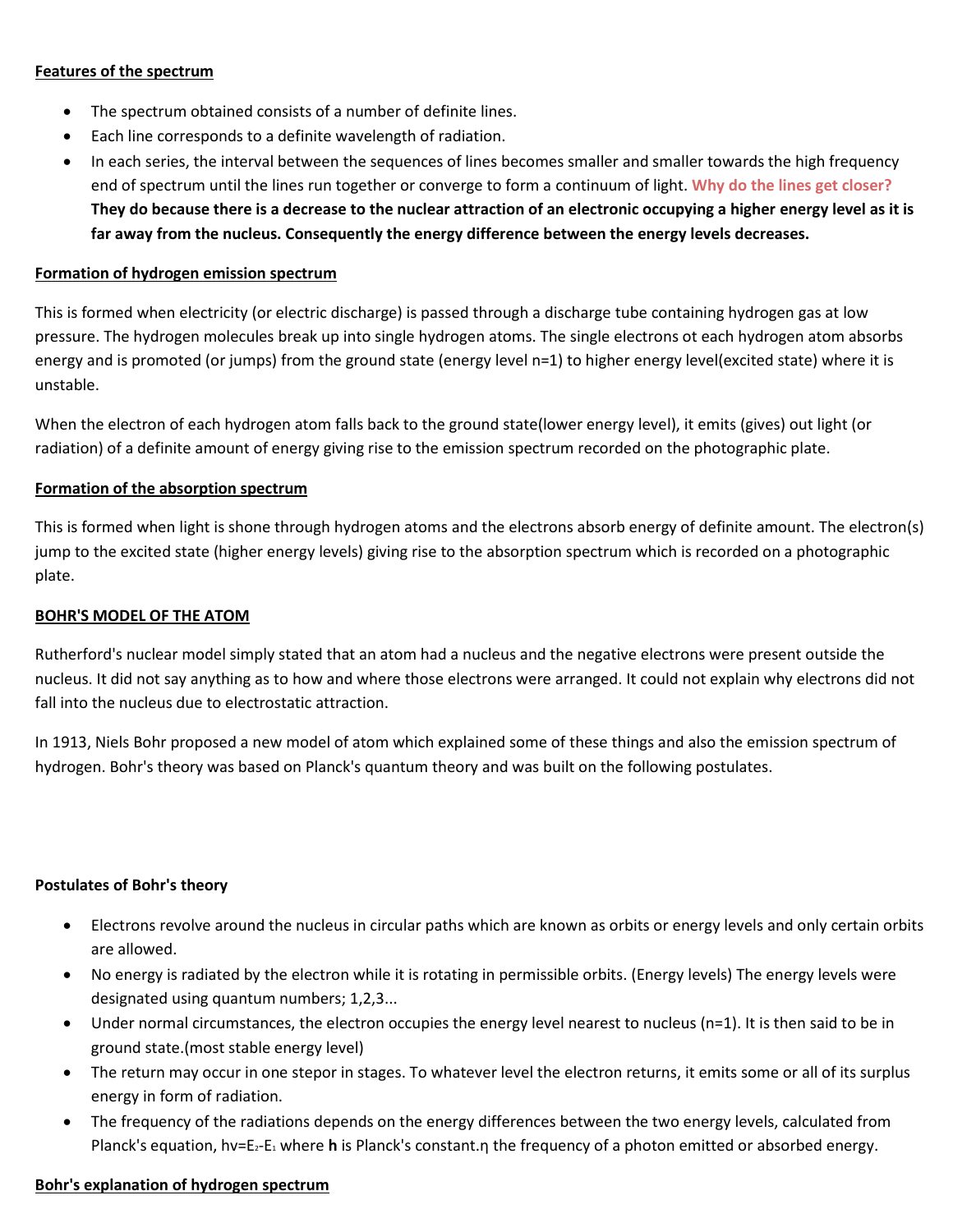**Features of the spectrum**

- The spectrum obtained consists of a number of definite lines.
- Each line corresponds to a definite wavelength of radiation.
- In each series, the interval between the sequences of lines becomes smaller and smaller towards the high frequency end of spectrum until the lines run together or converge to form a continuum of light. **Why do the lines get closer? They do because there is a decrease to the nuclear attraction of an electronic occupying a higher energy level as it is far away from the nucleus. Consequently the energy difference between the energy levels decreases.**

**Formation of hydrogen emission spectrum**

This is formed when electricity (or electric discharge) is passed through a discharge tube containing hydrogen gas at low pressure. The hydrogen molecules break up into single hydrogen atoms. The single electrons ot each hydrogen atom absorbs energy and is promoted (or jumps) from the ground state (energy level n=1) to higher energy level(excited state) where it is unstable.

When the electron of each hydrogen atom falls back to the ground state(lower energy level), it emits (gives) out light (or radiation) of a definite amount of energy giving rise to the emission spectrum recorded on the photographic plate.

**Formation of the absorption spectrum**

This is formed when light is shone through hydrogen atoms and the electrons absorb energy of definite amount. The electron(s) jump to the excited state (higher energy levels) giving rise to the absorption spectrum which is recorded on a photographic plate.

**BOHR'S MODEL OF THE ATOM**

Rutherford's nuclear model simply stated that an atom had a nucleus and the negative electrons were present outside the nucleus. It did not say anything as to how and where those electrons were arranged. It could not explain why electrons did not fall into the nucleus due to electrostatic attraction.

In 1913, Niels Bohr proposed a new model of atom which explained some of these things and also the emission spectrum of hydrogen. Bohr's theory was based on Planck's quantum theory and was built on the following postulates.

**Postulates of Bohr's theory**

- Electrons revolve around the nucleus in circular paths which are known as orbits or energy levels and only certain orbits are allowed.
- No energy is radiated by the electron while it is rotating in permissible orbits. (Energy levels) The energy levels were designated using quantum numbers; 1,2,3...
- Under normal circumstances, the electron occupies the energy level nearest to nucleus (n=1). It is then said to be in ground state.(most stable energy level)
- The return may occur in one stepor in stages. To whatever level the electron returns, it emits some or all of its surplus energy in form of radiation.
- The frequency of the radiations depends on the energy differences between the two energy levels, calculated from Planck's equation, $hv=E_2-E_1$ where **h** is Planck's constant.η the frequency of a photon emitted or absorbed energy.

**Bohr's explanation of hydrogen spectrum**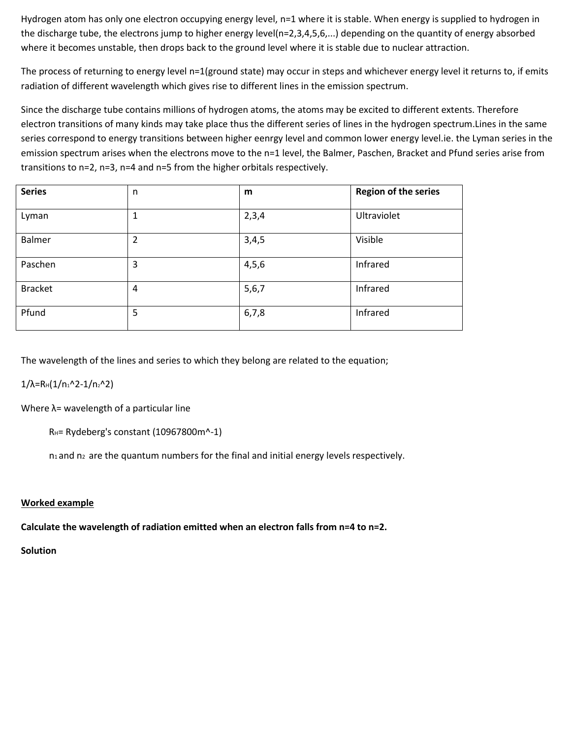Hydrogen atom has only one electron occupying energy level, n=1 where it is stable. When energy is supplied to hydrogen in the discharge tube, the electrons jump to higher energy level(n=2,3,4,5,6,...) depending on the quantity of energy absorbed where it becomes unstable, then drops back to the ground level where it is stable due to nuclear attraction.

The process of returning to energy level n=1(ground state) may occur in steps and whichever energy level it returns to, if emits radiation of different wavelength which gives rise to different lines in the emission spectrum.

Since the discharge tube contains millions of hydrogen atoms, the atoms may be excited to different extents. Therefore electron transitions of many kinds may take place thus the different series of lines in the hydrogen spectrum.Lines in the same series correspond to energy transitions between higher eenrgy level and common lower energy level.ie. the Lyman series in the emission spectrum arises when the electrons move to the n=1 level, the Balmer, Paschen, Bracket and Pfund series arise from transitions to n=2, n=3, n=4 and n=5 from the higher orbitals respectively.

| **Series** | n | **m** | **Region of the series** |
|---|---|---|---|
| Lyman | 1 | 2,3,4 | Ultraviolet |
| Balmer | 2 | 3,4,5 | Visible |
| Paschen | 3 | 4,5,6 | Infrared |
| Bracket | 4 | 5,6,7 | Infrared |
| Pfund | 5 | 6,7,8 | Infrared |

The wavelength of the lines and series to which they belong are related to the equation;

$1/\lambda=R_H(1/n_1^2-1/n_2^2)$

Where $\lambda$= wavelength of a particular line

$R_H$= Rydeberg's constant ($10967800m^{-1}$)

$n_1$ and $n_2$ are the quantum numbers for the final and initial energy levels respectively.

<u>**Worked example**</u>

**Calculate the wavelength of radiation emitted when an electron falls from n=4 to n=2.**

**Solution**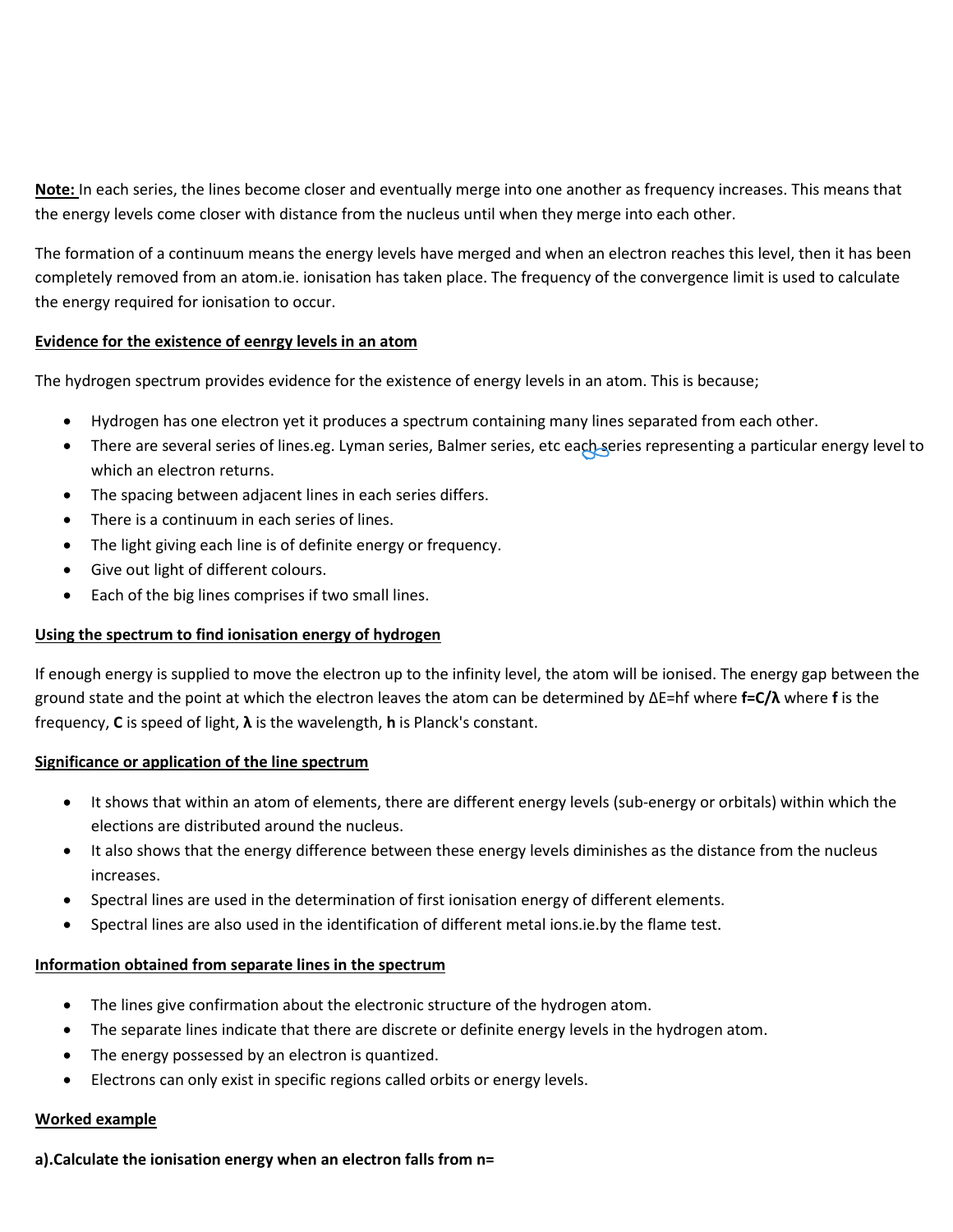**Note:** In each series, the lines become closer and eventually merge into one another as frequency increases. This means that the energy levels come closer with distance from the nucleus until when they merge into each other.

The formation of a continuum means the energy levels have merged and when an electron reaches this level, then it has been completely removed from an atom.ie. ionisation has taken place. The frequency of the convergence limit is used to calculate the energy required for ionisation to occur.

**Evidence for the existence of eenrgy levels in an atom**

The hydrogen spectrum provides evidence for the existence of energy levels in an atom. This is because;

- Hydrogen has one electron yet it produces a spectrum containing many lines separated from each other.
- There are several series of lines.eg. Lyman series, Balmer series, etc each series representing a particular energy level to which an electron returns.
- The spacing between adjacent lines in each series differs.
- There is a continuum in each series of lines.
- The light giving each line is of definite energy or frequency.
- Give out light of different colours.
- Each of the big lines comprises if two small lines.

**Using the spectrum to find ionisation energy of hydrogen**

If enough energy is supplied to move the electron up to the infinity level, the atom will be ionised. The energy gap between the ground state and the point at which the electron leaves the atom can be determined by $\Delta E=hf$ where $\mathbf{f=C/\lambda}$ where **f** is the frequency, **C** is speed of light, **λ** is the wavelength, **h** is Planck's constant.

**Significance or application of the line spectrum**

- It shows that within an atom of elements, there are different energy levels (sub-energy or orbitals) within which the elections are distributed around the nucleus.
- It also shows that the energy difference between these energy levels diminishes as the distance from the nucleus increases.
- Spectral lines are used in the determination of first ionisation energy of different elements.
- Spectral lines are also used in the identification of different metal ions.ie.by the flame test.

**Information obtained from separate lines in the spectrum**

- The lines give confirmation about the electronic structure of the hydrogen atom.
- The separate lines indicate that there are discrete or definite energy levels in the hydrogen atom.
- The energy possessed by an electron is quantized.
- Electrons can only exist in specific regions called orbits or energy levels.

**Worked example**

**a).Calculate the ionisation energy when an electron falls from n=**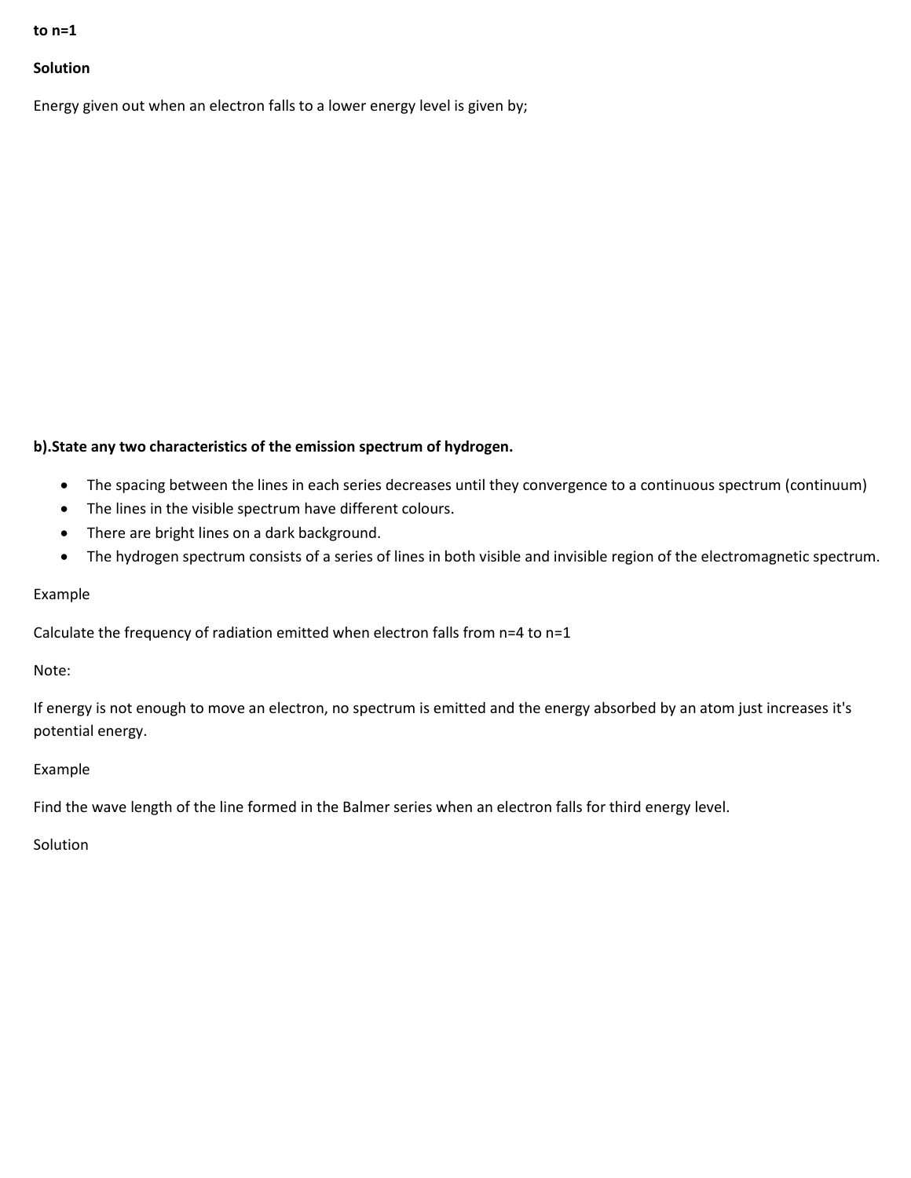**to n=1**

**Solution**

Energy given out when an electron falls to a lower energy level is given by;

**b).State any two characteristics of the emission spectrum of hydrogen.**

- The spacing between the lines in each series decreases until they convergence to a continuous spectrum (continuum)
- The lines in the visible spectrum have different colours.
- There are bright lines on a dark background.
- The hydrogen spectrum consists of a series of lines in both visible and invisible region of the electromagnetic spectrum.

Example

Calculate the frequency of radiation emitted when electron falls from n=4 to n=1

Note:

If energy is not enough to move an electron, no spectrum is emitted and the energy absorbed by an atom just increases it's potential energy.

Example

Find the wave length of the line formed in the Balmer series when an electron falls for third energy level.

Solution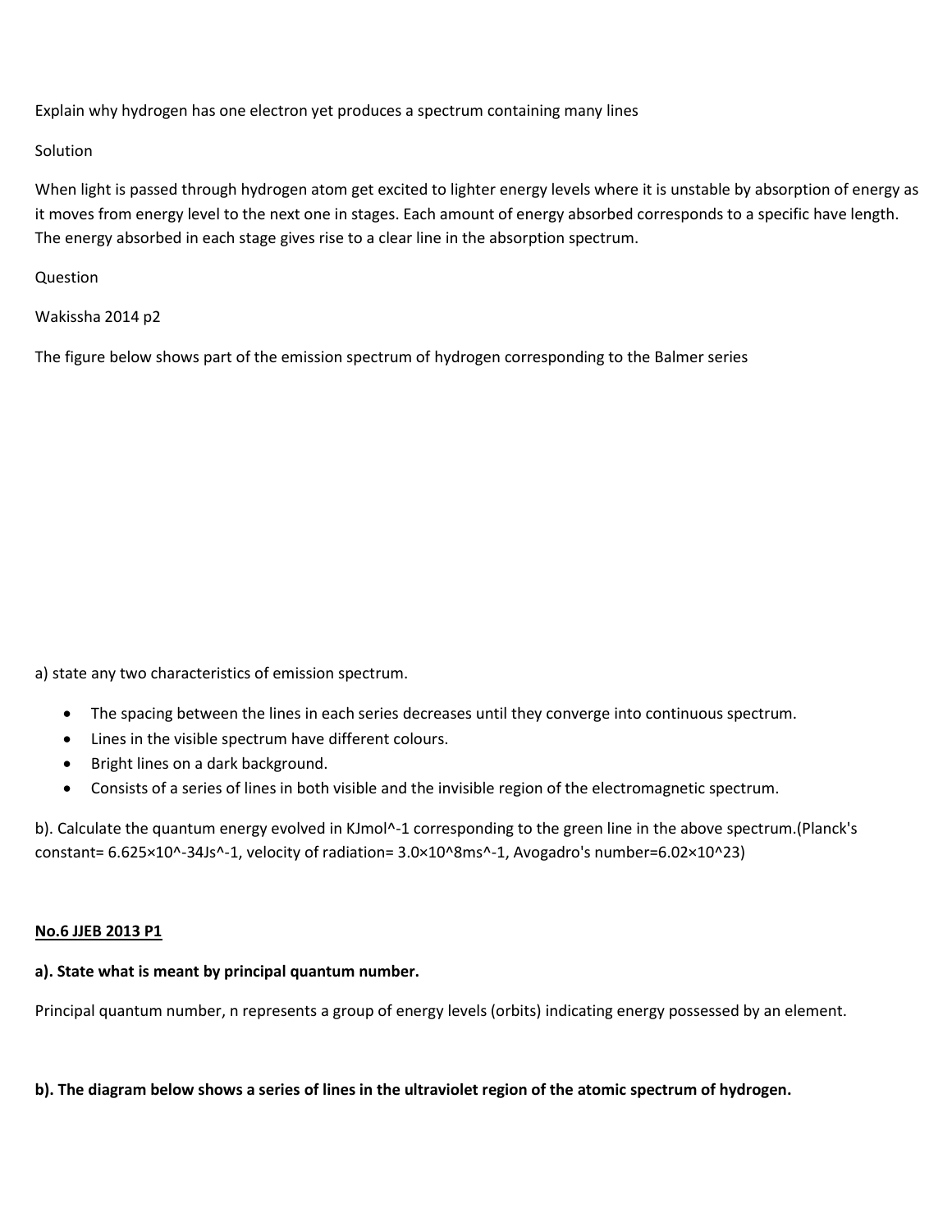Explain why hydrogen has one electron yet produces a spectrum containing many lines

Solution

When light is passed through hydrogen atom get excited to lighter energy levels where it is unstable by absorption of energy as it moves from energy level to the next one in stages. Each amount of energy absorbed corresponds to a specific have length. The energy absorbed in each stage gives rise to a clear line in the absorption spectrum.

Question

Wakissha 2014 p2

The figure below shows part of the emission spectrum of hydrogen corresponding to the Balmer series

a) state any two characteristics of emission spectrum.

- The spacing between the lines in each series decreases until they converge into continuous spectrum.
- Lines in the visible spectrum have different colours.
- Bright lines on a dark background.
- Consists of a series of lines in both visible and the invisible region of the electromagnetic spectrum.

b). Calculate the quantum energy evolved in KJmol^-1 corresponding to the green line in the above spectrum.(Planck's constant= 6.625×10^-34Js^-1, velocity of radiation= 3.0×10^8ms^-1, Avogadro's number=6.02×10^23)

**No.6 JJEB 2013 P1**

**a). State what is meant by principal quantum number.**

Principal quantum number, n represents a group of energy levels (orbits) indicating energy possessed by an element.

**b). The diagram below shows a series of lines in the ultraviolet region of the atomic spectrum of hydrogen.**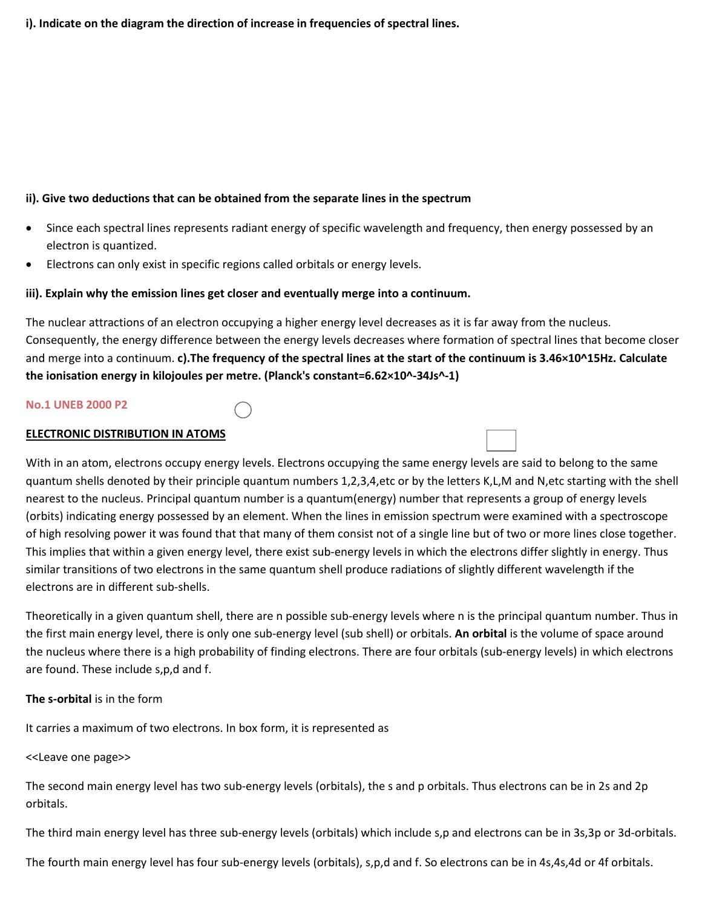**i). Indicate on the diagram the direction of increase in frequencies of spectral lines.**

**ii). Give two deductions that can be obtained from the separate lines in the spectrum**

- Since each spectral lines represents radiant energy of specific wavelength and frequency, then energy possessed by an electron is quantized.
- Electrons can only exist in specific regions called orbitals or energy levels.

**iii). Explain why the emission lines get closer and eventually merge into a continuum.**

The nuclear attractions of an electron occupying a higher energy level decreases as it is far away from the nucleus. Consequently, the energy difference between the energy levels decreases where formation of spectral lines that become closer and merge into a continuum. **c).The frequency of the spectral lines at the start of the continuum is 3.46×10^15Hz. Calculate the ionisation energy in kilojoules per metre. (Planck's constant=6.62×10^-34Js^-1)**

No.1 UNEB 2000 P2

## ELECTRONIC DISTRIBUTION IN ATOMS

With in an atom, electrons occupy energy levels. Electrons occupying the same energy levels are said to belong to the same quantum shells denoted by their principle quantum numbers 1,2,3,4,etc or by the letters K,L,M and N,etc starting with the shell nearest to the nucleus. Principal quantum number is a quantum(energy) number that represents a group of energy levels (orbits) indicating energy possessed by an element. When the lines in emission spectrum were examined with a spectroscope of high resolving power it was found that that many of them consist not of a single line but of two or more lines close together. This implies that within a given energy level, there exist sub-energy levels in which the electrons differ slightly in energy. Thus similar transitions of two electrons in the same quantum shell produce radiations of slightly different wavelength if the electrons are in different sub-shells.

Theoretically in a given quantum shell, there are n possible sub-energy levels where n is the principal quantum number. Thus in the first main energy level, there is only one sub-energy level (sub shell) or orbitals. **An orbital** is the volume of space around the nucleus where there is a high probability of finding electrons. There are four orbitals (sub-energy levels) in which electrons are found. These include s,p,d and f.

**The s-orbital** is in the form

It carries a maximum of two electrons. In box form, it is represented as

<<Leave one page>>

The second main energy level has two sub-energy levels (orbitals), the s and p orbitals. Thus electrons can be in 2s and 2p orbitals.

The third main energy level has three sub-energy levels (orbitals) which include s,p and electrons can be in 3s,3p or 3d-orbitals.

The fourth main energy level has four sub-energy levels (orbitals), s,p,d and f. So electrons can be in 4s,4s,4d or 4f orbitals.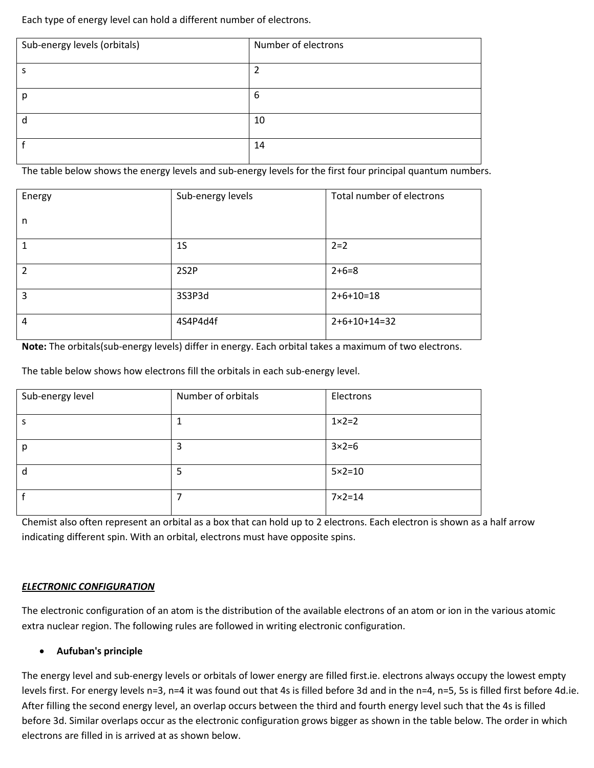Each type of energy level can hold a different number of electrons.

| Sub-energy levels (orbitals) | Number of electrons |
|---|---|
| s | 2 |
| p | 6 |
| d | 10 |
| f | 14 |

The table below shows the energy levels and sub-energy levels for the first four principal quantum numbers.

| Energy n | Sub-energy levels | Total number of electrons |
|---|---|---|
| 1 | 1S | 2=2 |
| 2 | 2S2P | 2+6=8 |
| 3 | 3S3P3d | 2+6+10=18 |
| 4 | 4S4P4d4f | 2+6+10+14=32 |

**Note:** The orbitals(sub-energy levels) differ in energy. Each orbital takes a maximum of two electrons.

The table below shows how electrons fill the orbitals in each sub-energy level.

| Sub-energy level | Number of orbitals | Electrons |
|---|---|---|
| s | 1 | 1×2=2 |
| p | 3 | 3×2=6 |
| d | 5 | 5×2=10 |
| f | 7 | 7×2=14 |

Chemist also often represent an orbital as a box that can hold up to 2 electrons. Each electron is shown as a half arrow indicating different spin. With an orbital, electrons must have opposite spins.

***ELECTRONIC CONFIGURATION***

The electronic configuration of an atom is the distribution of the available electrons of an atom or ion in the various atomic extra nuclear region. The following rules are followed in writing electronic configuration.

- **Aufuban's principle**

The energy level and sub-energy levels or orbitals of lower energy are filled first.ie. electrons always occupy the lowest empty levels first. For energy levels n=3, n=4 it was found out that 4s is filled before 3d and in the n=4, n=5, 5s is filled first before 4d.ie. After filling the second energy level, an overlap occurs between the third and fourth energy level such that the 4s is filled before 3d. Similar overlaps occur as the electronic configuration grows bigger as shown in the table below. The order in which electrons are filled in is arrived at as shown below.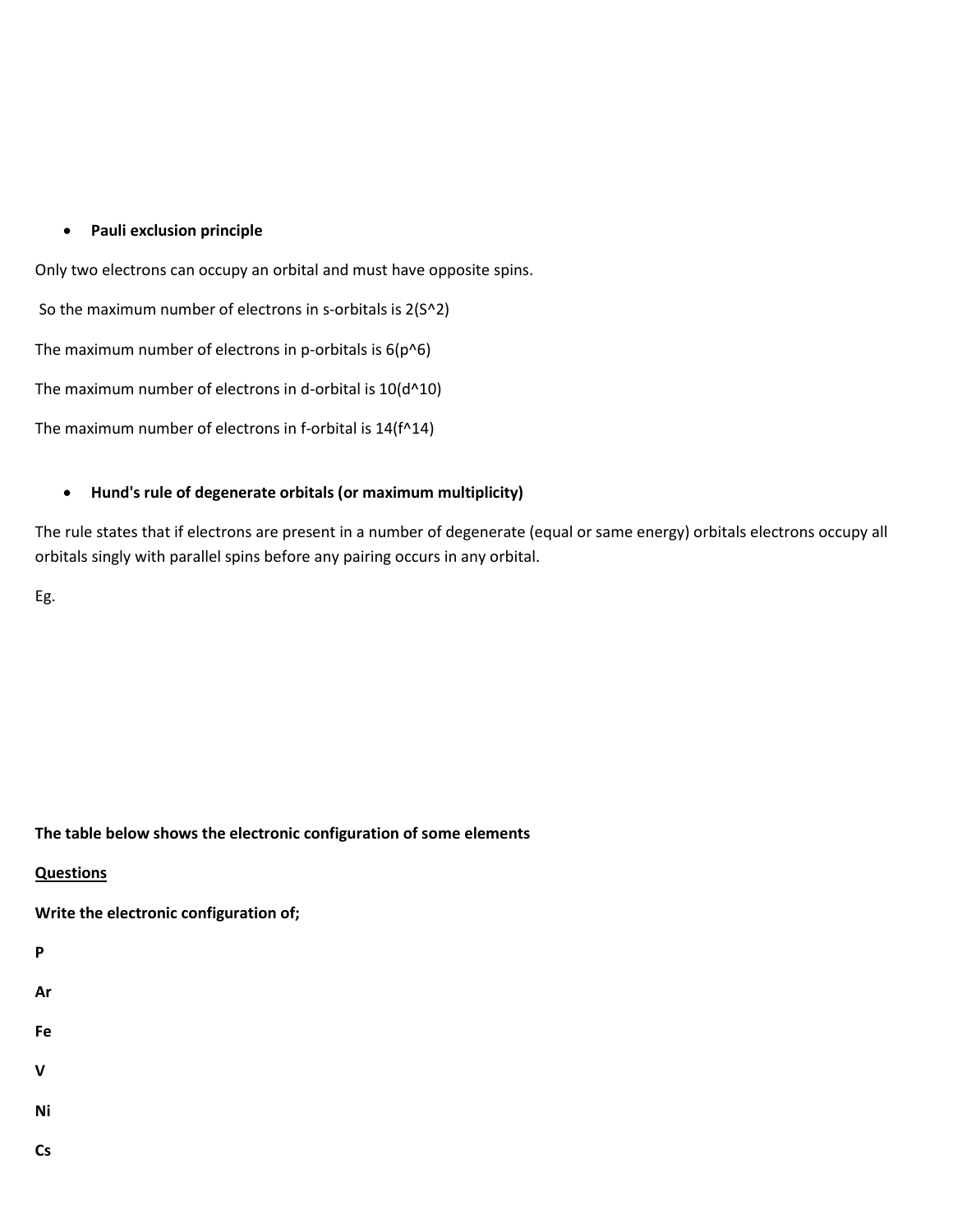- **Pauli exclusion principle**

Only two electrons can occupy an orbital and must have opposite spins.

So the maximum number of electrons in s-orbitals is 2($S^2$)

The maximum number of electrons in p-orbitals is 6($p^6$)

The maximum number of electrons in d-orbital is 10($d^{10}$)

The maximum number of electrons in f-orbital is 14($f^{14}$)

- **Hund's rule of degenerate orbitals (or maximum multiplicity)**

The rule states that if electrons are present in a number of degenerate (equal or same energy) orbitals electrons occupy all orbitals singly with parallel spins before any pairing occurs in any orbital.

Eg.

**The table below shows the electronic configuration of some elements**

**<u>Questions</u>**

**Write the electronic configuration of;**

**P**

**Ar**

**Fe**

**V**

**Ni**

**Cs**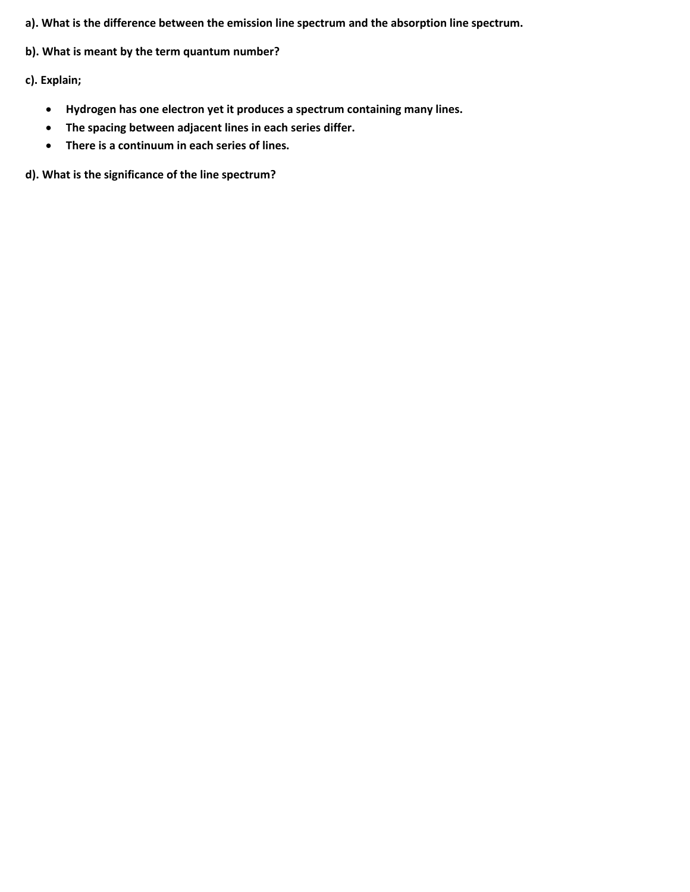**a). What is the difference between the emission line spectrum and the absorption line spectrum.**

**b). What is meant by the term quantum number?**

**c). Explain;**

- **Hydrogen has one electron yet it produces a spectrum containing many lines.**
- **The spacing between adjacent lines in each series differ.**
- **There is a continuum in each series of lines.**

**d). What is the significance of the line spectrum?**